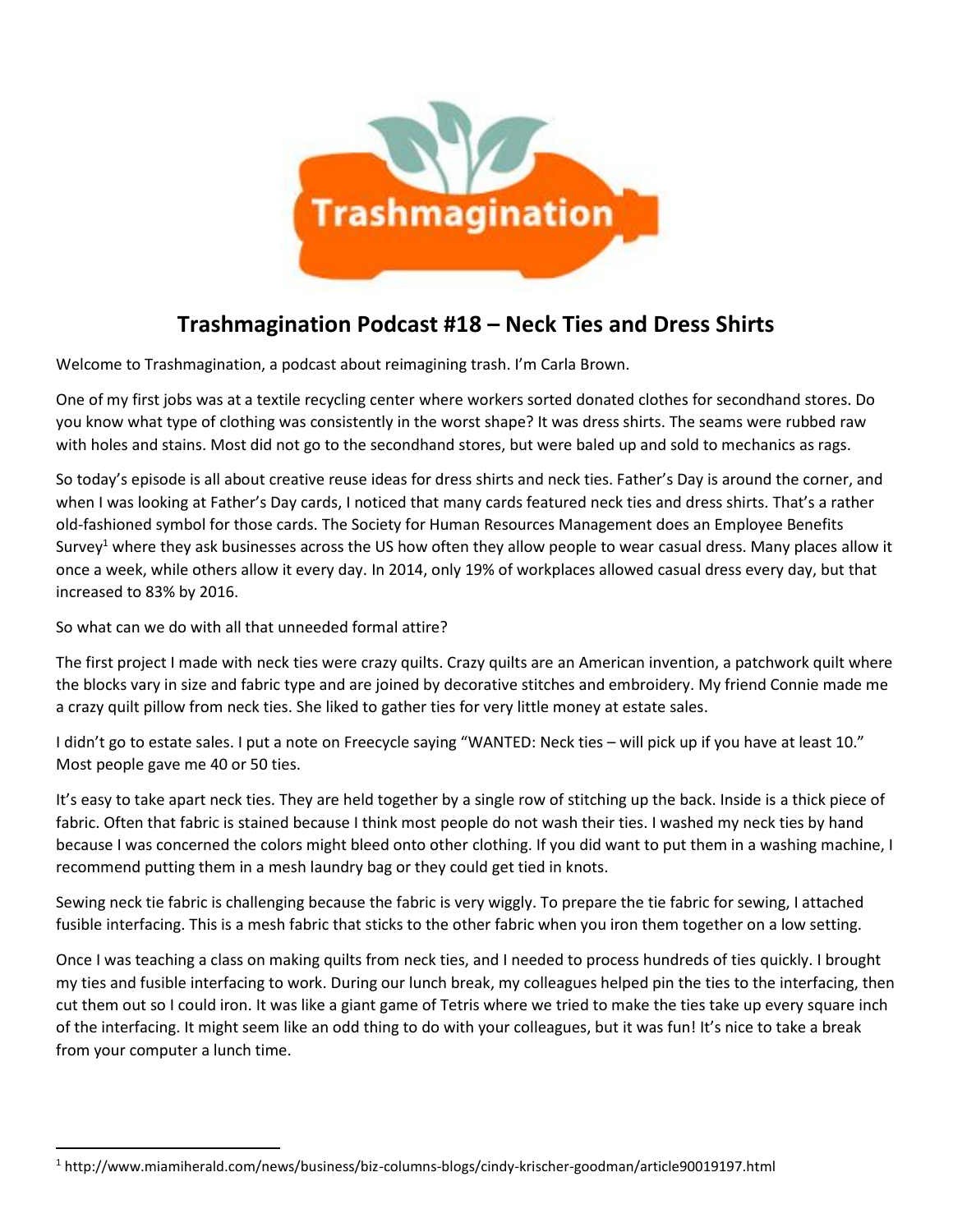# Trashmagination Podcast #18 – Neck Ties and Dress Shirts

Welcome to Trashmagination, a podcast about reimagining trash. I'm Carla Brown.

One of my first jobs was at a textile recycling center where workers sorted donated clothes for secondhand stores. Do you know what type of clothing was consistently in the worst shape? It was dress shirts. The seams were rubbed raw with holes and stains. Most did not go to the secondhand stores, but were baled up and sold to mechanics as rags.

So today's episode is all about creative reuse ideas for dress shirts and neck ties. Father's Day is around the corner, and when I was looking at Father's Day cards, I noticed that many cards featured neck ties and dress shirts. That's a rather old-fashioned symbol for those cards. The Society for Human Resources Management does an Employee Benefits Survey[1] where they ask businesses across the US how often they allow people to wear casual dress. Many places allow it once a week, while others allow it every day. In 2014, only 19% of workplaces allowed casual dress every day, but that increased to 83% by 2016.

So what can we do with all that unneeded formal attire?

The first project I made with neck ties were crazy quilts. Crazy quilts are an American invention, a patchwork quilt where the blocks vary in size and fabric type and are joined by decorative stitches and embroidery. My friend Connie made me a crazy quilt pillow from neck ties. She liked to gather ties for very little money at estate sales.

I didn't go to estate sales. I put a note on Freecycle saying "WANTED: Neck ties – will pick up if you have at least 10." Most people gave me 40 or 50 ties.

It's easy to take apart neck ties. They are held together by a single row of stitching up the back. Inside is a thick piece of fabric. Often that fabric is stained because I think most people do not wash their ties. I washed my neck ties by hand because I was concerned the colors might bleed onto other clothing. If you did want to put them in a washing machine, I recommend putting them in a mesh laundry bag or they could get tied in knots.

Sewing neck tie fabric is challenging because the fabric is very wiggly. To prepare the tie fabric for sewing, I attached fusible interfacing. This is a mesh fabric that sticks to the other fabric when you iron them together on a low setting.

Once I was teaching a class on making quilts from neck ties, and I needed to process hundreds of ties quickly. I brought my ties and fusible interfacing to work. During our lunch break, my colleagues helped pin the ties to the interfacing, then cut them out so I could iron. It was like a giant game of Tetris where we tried to make the ties take up every square inch of the interfacing. It might seem like an odd thing to do with your colleagues, but it was fun! It's nice to take a break from your computer a lunch time.

---

[1] http://www.miamiherald.com/news/business/biz-columns-blogs/cindy-krischer-goodman/article90019197.html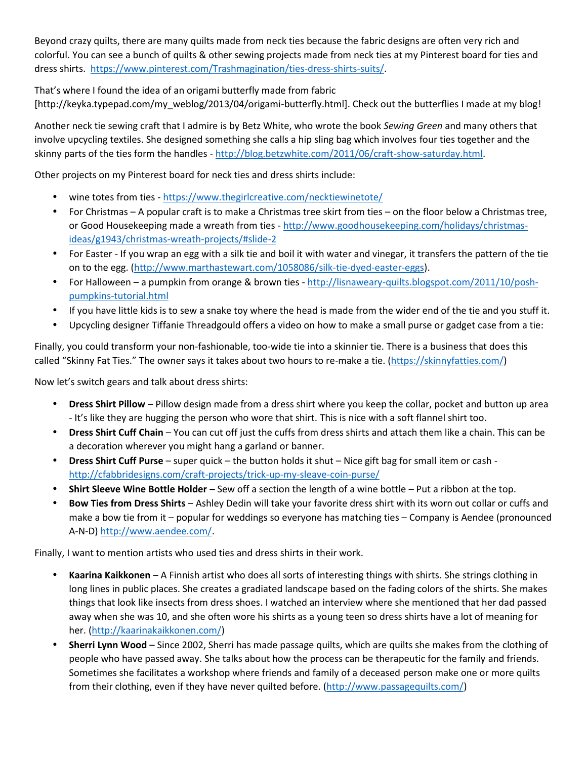Beyond crazy quilts, there are many quilts made from neck ties because the fabric designs are often very rich and colorful. You can see a bunch of quilts & other sewing projects made from neck ties at my Pinterest board for ties and dress shirts. https://www.pinterest.com/Trashmagination/ties-dress-shirts-suits/.

That's where I found the idea of an origami butterfly made from fabric [http://keyka.typepad.com/my_weblog/2013/04/origami-butterfly.html]. Check out the butterflies I made at my blog!

Another neck tie sewing craft that I admire is by Betz White, who wrote the book *Sewing Green* and many others that involve upcycling textiles. She designed something she calls a hip sling bag which involves four ties together and the skinny parts of the ties form the handles - http://blog.betzwhite.com/2011/06/craft-show-saturday.html.

Other projects on my Pinterest board for neck ties and dress shirts include:

- wine totes from ties - https://www.thegirlcreative.com/necktiewinetote/
- For Christmas – A popular craft is to make a Christmas tree skirt from ties – on the floor below a Christmas tree, or Good Housekeeping made a wreath from ties - http://www.goodhousekeeping.com/holidays/christmas-ideas/g1943/christmas-wreath-projects/#slide-2
- For Easter - If you wrap an egg with a silk tie and boil it with water and vinegar, it transfers the pattern of the tie on to the egg. (http://www.marthastewart.com/1058086/silk-tie-dyed-easter-eggs).
- For Halloween – a pumpkin from orange & brown ties - http://lisnaweary-quilts.blogspot.com/2011/10/posh-pumpkins-tutorial.html
- If you have little kids is to sew a snake toy where the head is made from the wider end of the tie and you stuff it.
- Upcycling designer Tiffanie Threadgould offers a video on how to make a small purse or gadget case from a tie:

Finally, you could transform your non-fashionable, too-wide tie into a skinnier tie. There is a business that does this called "Skinny Fat Ties." The owner says it takes about two hours to re-make a tie. (https://skinnyfatties.com/)

Now let's switch gears and talk about dress shirts:

- **Dress Shirt Pillow** – Pillow design made from a dress shirt where you keep the collar, pocket and button up area - It's like they are hugging the person who wore that shirt. This is nice with a soft flannel shirt too.
- **Dress Shirt Cuff Chain** – You can cut off just the cuffs from dress shirts and attach them like a chain. This can be a decoration wherever you might hang a garland or banner.
- **Dress Shirt Cuff Purse** – super quick – the button holds it shut – Nice gift bag for small item or cash - http://cfabbridesigns.com/craft-projects/trick-up-my-sleeve-coin-purse/
- **Shirt Sleeve Wine Bottle Holder –** Sew off a section the length of a wine bottle – Put a ribbon at the top.
- **Bow Ties from Dress Shirts** – Ashley Dedin will take your favorite dress shirt with its worn out collar or cuffs and make a bow tie from it – popular for weddings so everyone has matching ties – Company is Aendee (pronounced A-N-D) http://www.aendee.com/.

Finally, I want to mention artists who used ties and dress shirts in their work.

- **Kaarina Kaikkonen** – A Finnish artist who does all sorts of interesting things with shirts. She strings clothing in long lines in public places. She creates a gradiated landscape based on the fading colors of the shirts. She makes things that look like insects from dress shoes. I watched an interview where she mentioned that her dad passed away when she was 10, and she often wore his shirts as a young teen so dress shirts have a lot of meaning for her. (http://kaarinakaikkonen.com/)
- **Sherri Lynn Wood** – Since 2002, Sherri has made passage quilts, which are quilts she makes from the clothing of people who have passed away. She talks about how the process can be therapeutic for the family and friends. Sometimes she facilitates a workshop where friends and family of a deceased person make one or more quilts from their clothing, even if they have never quilted before. (http://www.passagequilts.com/)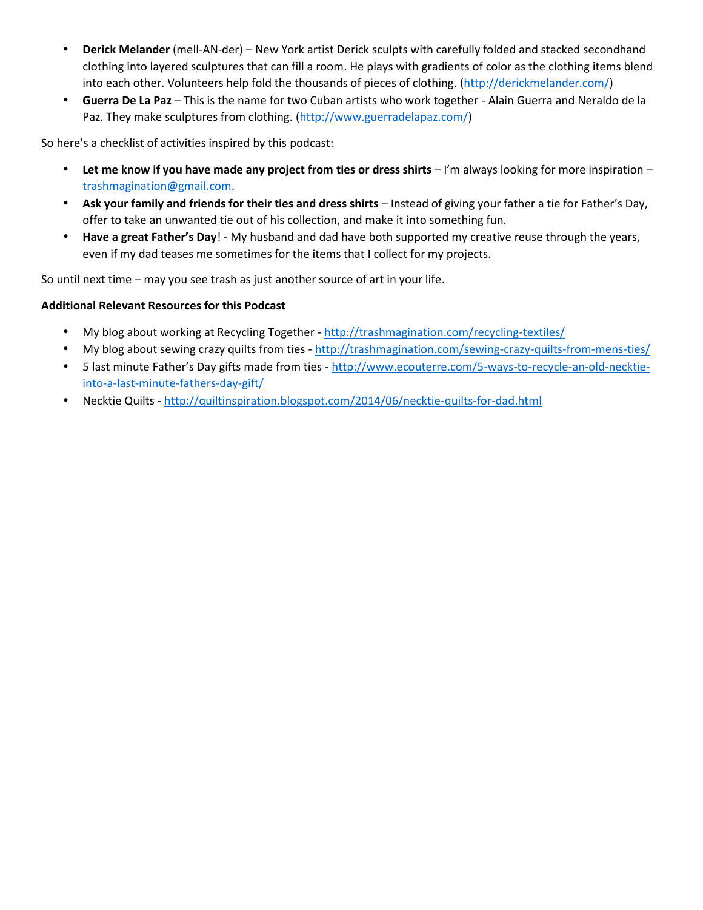- **Derick Melander** (mell-AN-der) – New York artist Derick sculpts with carefully folded and stacked secondhand clothing into layered sculptures that can fill a room. He plays with gradients of color as the clothing items blend into each other. Volunteers help fold the thousands of pieces of clothing. (http://derickmelander.com/)
- **Guerra De La Paz** – This is the name for two Cuban artists who work together - Alain Guerra and Neraldo de la Paz. They make sculptures from clothing. (http://www.guerradelapaz.com/)

So here's a checklist of activities inspired by this podcast:

- **Let me know if you have made any project from ties or dress shirts** – I'm always looking for more inspiration – trashmagination@gmail.com.
- **Ask your family and friends for their ties and dress shirts** – Instead of giving your father a tie for Father's Day, offer to take an unwanted tie out of his collection, and make it into something fun.
- **Have a great Father's Day**! - My husband and dad have both supported my creative reuse through the years, even if my dad teases me sometimes for the items that I collect for my projects.

So until next time – may you see trash as just another source of art in your life.

**Additional Relevant Resources for this Podcast**

- My blog about working at Recycling Together - http://trashmagination.com/recycling-textiles/
- My blog about sewing crazy quilts from ties - http://trashmagination.com/sewing-crazy-quilts-from-mens-ties/
- 5 last minute Father's Day gifts made from ties - http://www.ecouterre.com/5-ways-to-recycle-an-old-necktie-into-a-last-minute-fathers-day-gift/
- Necktie Quilts - http://quiltinspiration.blogspot.com/2014/06/necktie-quilts-for-dad.html